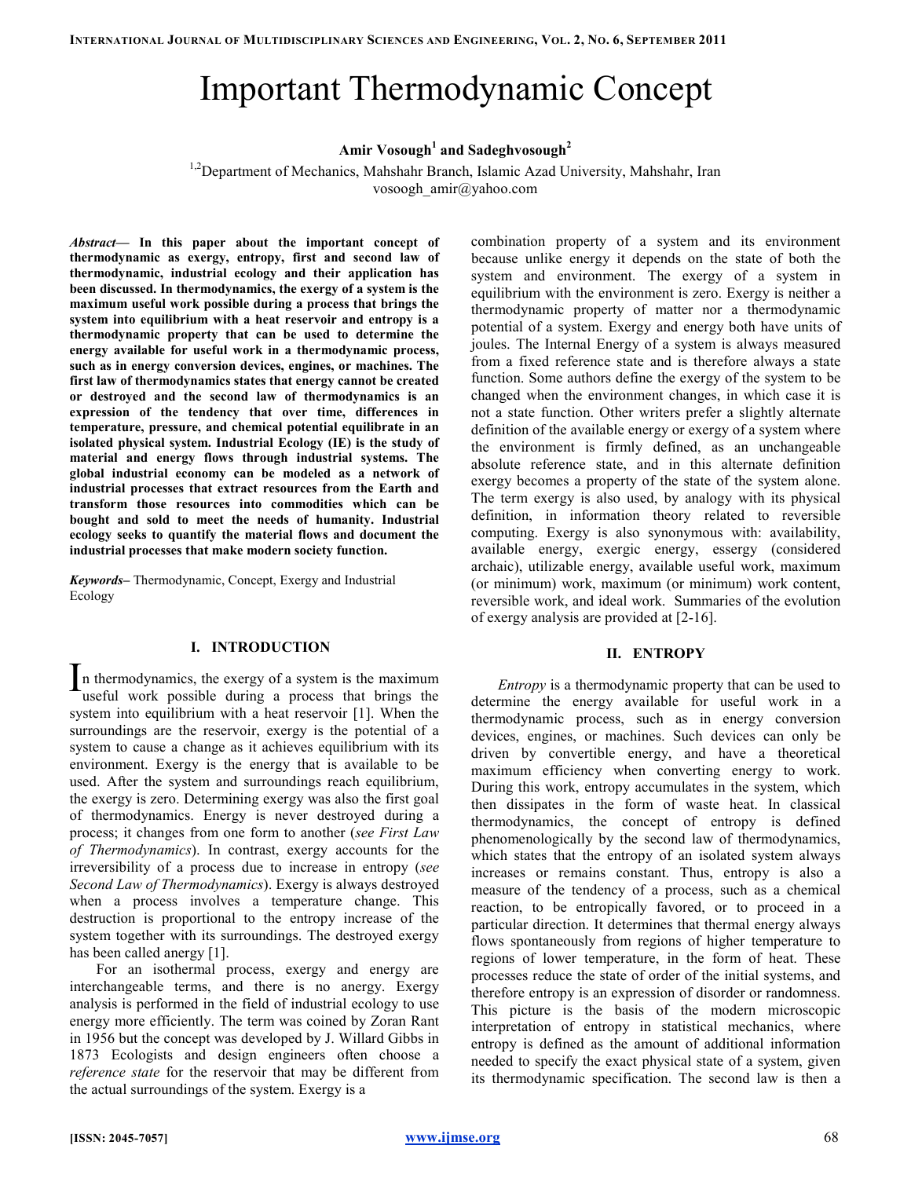# Important Thermodynamic Concept

**Amir Vosough[1] and Sadeghvosough[2]**

[1,2]Department of Mechanics, Mahshahr Branch, Islamic Azad University, Mahshahr, Iran
vosoogh_amir@yahoo.com

***Abstract*— In this paper about the important concept of thermodynamic as exergy, entropy, first and second law of thermodynamic, industrial ecology and their application has been discussed. In thermodynamics, the exergy of a system is the maximum useful work possible during a process that brings the system into equilibrium with a heat reservoir and entropy is a thermodynamic property that can be used to determine the energy available for useful work in a thermodynamic process, such as in energy conversion devices, engines, or machines. The first law of thermodynamics states that energy cannot be created or destroyed and the second law of thermodynamics is an expression of the tendency that over time, differences in temperature, pressure, and chemical potential equilibrate in an isolated physical system. Industrial Ecology (IE) is the study of material and energy flows through industrial systems. The global industrial economy can be modeled as a network of industrial processes that extract resources from the Earth and transform those resources into commodities which can be bought and sold to meet the needs of humanity. Industrial ecology seeks to quantify the material flows and document the industrial processes that make modern society function.**

***Keywords*–** Thermodynamic, Concept, Exergy and Industrial Ecology

## I. INTRODUCTION

In thermodynamics, the exergy of a system is the maximum useful work possible during a process that brings the system into equilibrium with a heat reservoir [1]. When the surroundings are the reservoir, exergy is the potential of a system to cause a change as it achieves equilibrium with its environment. Exergy is the energy that is available to be used. After the system and surroundings reach equilibrium, the exergy is zero. Determining exergy was also the first goal of thermodynamics. Energy is never destroyed during a process; it changes from one form to another (*see First Law of Thermodynamics*). In contrast, exergy accounts for the irreversibility of a process due to increase in entropy (*see Second Law of Thermodynamics*). Exergy is always destroyed when a process involves a temperature change. This destruction is proportional to the entropy increase of the system together with its surroundings. The destroyed exergy has been called anergy [1].

For an isothermal process, exergy and energy are interchangeable terms, and there is no anergy. Exergy analysis is performed in the field of industrial ecology to use energy more efficiently. The term was coined by Zoran Rant in 1956 but the concept was developed by J. Willard Gibbs in 1873 Ecologists and design engineers often choose a *reference state* for the reservoir that may be different from the actual surroundings of the system. Exergy is a combination property of a system and its environment because unlike energy it depends on the state of both the system and environment. The exergy of a system in equilibrium with the environment is zero. Exergy is neither a thermodynamic property of matter nor a thermodynamic potential of a system. Exergy and energy both have units of joules. The Internal Energy of a system is always measured from a fixed reference state and is therefore always a state function. Some authors define the exergy of the system to be changed when the environment changes, in which case it is not a state function. Other writers prefer a slightly alternate definition of the available energy or exergy of a system where the environment is firmly defined, as an unchangeable absolute reference state, and in this alternate definition exergy becomes a property of the state of the system alone. The term exergy is also used, by analogy with its physical definition, in information theory related to reversible computing. Exergy is also synonymous with: availability, available energy, exergic energy, essergy (considered archaic), utilizable energy, available useful work, maximum (or minimum) work, maximum (or minimum) work content, reversible work, and ideal work. Summaries of the evolution of exergy analysis are provided at [2-16].

## II. ENTROPY

*Entropy* is a thermodynamic property that can be used to determine the energy available for useful work in a thermodynamic process, such as in energy conversion devices, engines, or machines. Such devices can only be driven by convertible energy, and have a theoretical maximum efficiency when converting energy to work. During this work, entropy accumulates in the system, which then dissipates in the form of waste heat. In classical thermodynamics, the concept of entropy is defined phenomenologically by the second law of thermodynamics, which states that the entropy of an isolated system always increases or remains constant. Thus, entropy is also a measure of the tendency of a process, such as a chemical reaction, to be entropically favored, or to proceed in a particular direction. It determines that thermal energy always flows spontaneously from regions of higher temperature to regions of lower temperature, in the form of heat. These processes reduce the state of order of the initial systems, and therefore entropy is an expression of disorder or randomness. This picture is the basis of the modern microscopic interpretation of entropy in statistical mechanics, where entropy is defined as the amount of additional information needed to specify the exact physical state of a system, given its thermodynamic specification. The second law is then a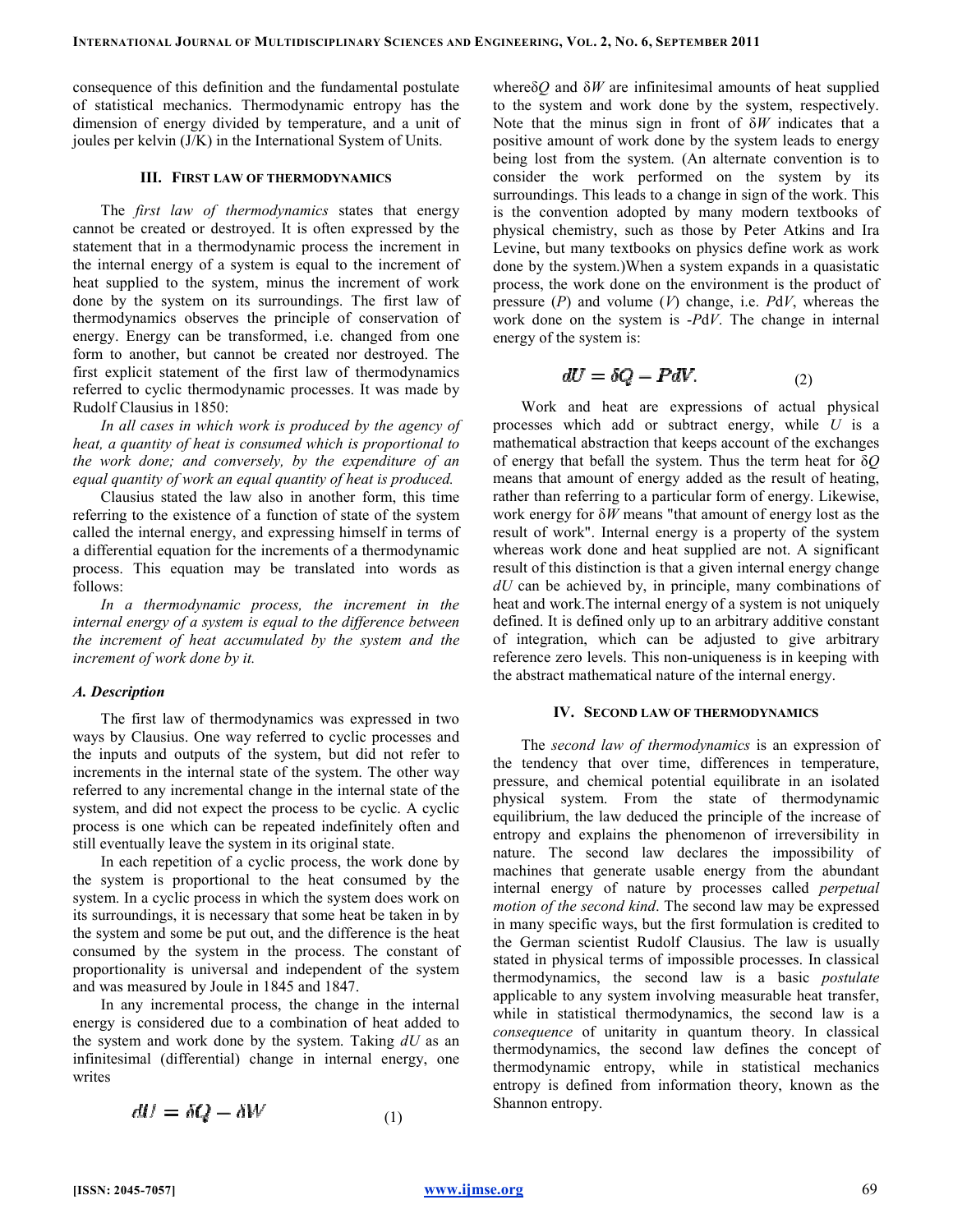consequence of this definition and the fundamental postulate of statistical mechanics. Thermodynamic entropy has the dimension of energy divided by temperature, and a unit of joules per kelvin (J/K) in the International System of Units.

## III. First Law of Thermodynamics

The *first law of thermodynamics* states that energy cannot be created or destroyed. It is often expressed by the statement that in a thermodynamic process the increment in the internal energy of a system is equal to the increment of heat supplied to the system, minus the increment of work done by the system on its surroundings. The first law of thermodynamics observes the principle of conservation of energy. Energy can be transformed, i.e. changed from one form to another, but cannot be created nor destroyed. The first explicit statement of the first law of thermodynamics referred to cyclic thermodynamic processes. It was made by Rudolf Clausius in 1850:

*In all cases in which work is produced by the agency of heat, a quantity of heat is consumed which is proportional to the work done; and conversely, by the expenditure of an equal quantity of work an equal quantity of heat is produced.*

Clausius stated the law also in another form, this time referring to the existence of a function of state of the system called the internal energy, and expressing himself in terms of a differential equation for the increments of a thermodynamic process. This equation may be translated into words as follows:

*In a thermodynamic process, the increment in the internal energy of a system is equal to the difference between the increment of heat accumulated by the system and the increment of work done by it.*

### A. Description

The first law of thermodynamics was expressed in two ways by Clausius. One way referred to cyclic processes and the inputs and outputs of the system, but did not refer to increments in the internal state of the system. The other way referred to any incremental change in the internal state of the system, and did not expect the process to be cyclic. A cyclic process is one which can be repeated indefinitely often and still eventually leave the system in its original state.

In each repetition of a cyclic process, the work done by the system is proportional to the heat consumed by the system. In a cyclic process in which the system does work on its surroundings, it is necessary that some heat be taken in by the system and some be put out, and the difference is the heat consumed by the system in the process. The constant of proportionality is universal and independent of the system and was measured by Joule in 1845 and 1847.

In any incremental process, the change in the internal energy is considered due to a combination of heat added to the system and work done by the system. Taking $dU$ as an infinitesimal (differential) change in internal energy, one writes

$$dU = \delta Q - \delta W \tag{1}$$

where $\delta Q$ and $\delta W$ are infinitesimal amounts of heat supplied to the system and work done by the system, respectively. Note that the minus sign in front of $\delta W$ indicates that a positive amount of work done by the system leads to energy being lost from the system. (An alternate convention is to consider the work performed on the system by its surroundings. This leads to a change in sign of the work. This is the convention adopted by many modern textbooks of physical chemistry, such as those by Peter Atkins and Ira Levine, but many textbooks on physics define work as work done by the system.)When a system expands in a quasistatic process, the work done on the environment is the product of pressure ($P$) and volume ($V$) change, i.e. $PdV$, whereas the work done on the system is $-PdV$. The change in internal energy of the system is:

$$dU = \delta Q - PdV. \tag{2}$$

Work and heat are expressions of actual physical processes which add or subtract energy, while $U$ is a mathematical abstraction that keeps account of the exchanges of energy that befall the system. Thus the term heat for $\delta Q$ means that amount of energy added as the result of heating, rather than referring to a particular form of energy. Likewise, work energy for $\delta W$ means "that amount of energy lost as the result of work". Internal energy is a property of the system whereas work done and heat supplied are not. A significant result of this distinction is that a given internal energy change $dU$ can be achieved by, in principle, many combinations of heat and work.The internal energy of a system is not uniquely defined. It is defined only up to an arbitrary additive constant of integration, which can be adjusted to give arbitrary reference zero levels. This non-uniqueness is in keeping with the abstract mathematical nature of the internal energy.

## IV. Second Law of Thermodynamics

The *second law of thermodynamics* is an expression of the tendency that over time, differences in temperature, pressure, and chemical potential equilibrate in an isolated physical system. From the state of thermodynamic equilibrium, the law deduced the principle of the increase of entropy and explains the phenomenon of irreversibility in nature. The second law declares the impossibility of machines that generate usable energy from the abundant internal energy of nature by processes called *perpetual motion of the second kind*. The second law may be expressed in many specific ways, but the first formulation is credited to the German scientist Rudolf Clausius. The law is usually stated in physical terms of impossible processes. In classical thermodynamics, the second law is a basic *postulate* applicable to any system involving measurable heat transfer, while in statistical thermodynamics, the second law is a *consequence* of unitarity in quantum theory. In classical thermodynamics, the second law defines the concept of thermodynamic entropy, while in statistical mechanics entropy is defined from information theory, known as the Shannon entropy.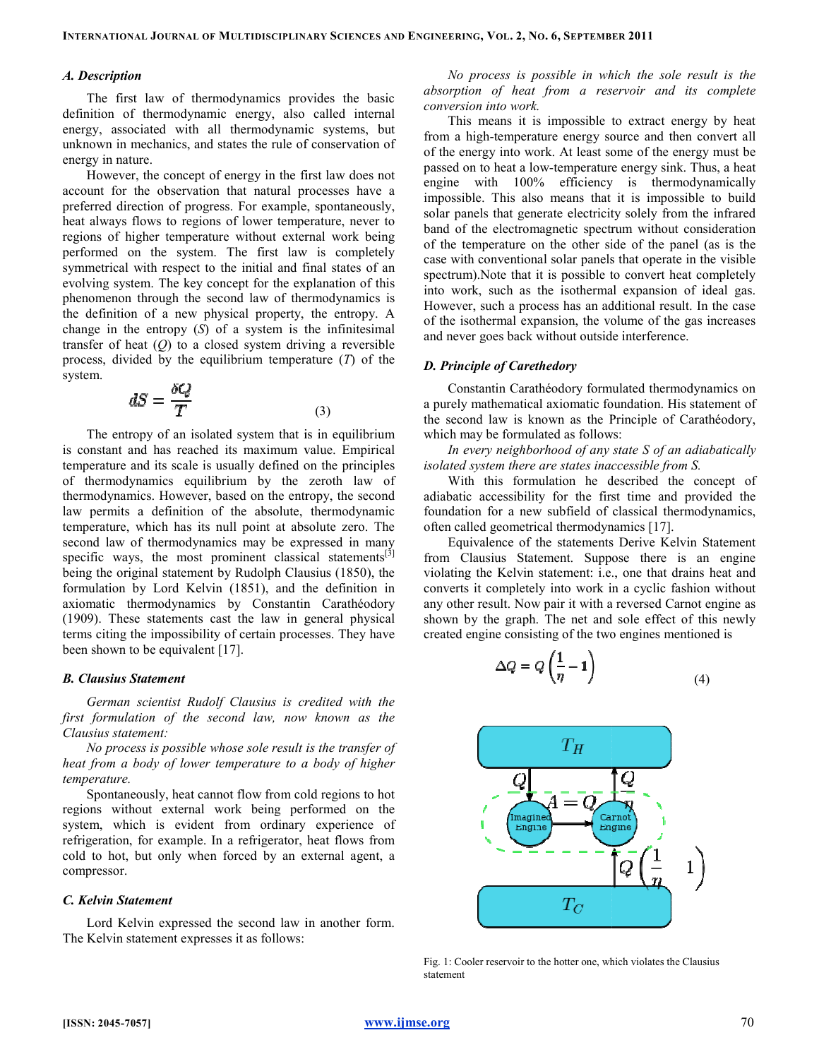### A. Description

The first law of thermodynamics provides the basic definition of thermodynamic energy, also called internal energy, associated with all thermodynamic systems, but unknown in mechanics, and states the rule of conservation of energy in nature.

However, the concept of energy in the first law does not account for the observation that natural processes have a preferred direction of progress. For example, spontaneously, heat always flows to regions of lower temperature, never to regions of higher temperature without external work being performed on the system. The first law is completely symmetrical with respect to the initial and final states of an evolving system. The key concept for the explanation of this phenomenon through the second law of thermodynamics is the definition of a new physical property, the entropy. A change in the entropy ($S$) of a system is the infinitesimal transfer of heat ($Q$) to a closed system driving a reversible process, divided by the equilibrium temperature ($T$) of the system.

$$dS = \frac{\delta Q}{T} \tag{3}$$

The entropy of an isolated system that is in equilibrium is constant and has reached its maximum value. Empirical temperature and its scale is usually defined on the principles of thermodynamics equilibrium by the zeroth law of thermodynamics. However, based on the entropy, the second law permits a definition of the absolute, thermodynamic temperature, which has its null point at absolute zero. The second law of thermodynamics may be expressed in many specific ways, the most prominent classical statements[3] being the original statement by Rudolph Clausius (1850), the formulation by Lord Kelvin (1851), and the definition in axiomatic thermodynamics by Constantin Carathéodory (1909). These statements cast the law in general physical terms citing the impossibility of certain processes. They have been shown to be equivalent [17].

### B. Clausius Statement

*German scientist Rudolf Clausius is credited with the first formulation of the second law, now known as the Clausius statement:*

*No process is possible whose sole result is the transfer of heat from a body of lower temperature to a body of higher temperature.*

Spontaneously, heat cannot flow from cold regions to hot regions without external work being performed on the system, which is evident from ordinary experience of refrigeration, for example. In a refrigerator, heat flows from cold to hot, but only when forced by an external agent, a compressor.

### C. Kelvin Statement

Lord Kelvin expressed the second law in another form. The Kelvin statement expresses it as follows:

*No process is possible in which the sole result is the absorption of heat from a reservoir and its complete conversion into work.*

This means it is impossible to extract energy by heat from a high-temperature energy source and then convert all of the energy into work. At least some of the energy must be passed on to heat a low-temperature energy sink. Thus, a heat engine with 100% efficiency is thermodynamically impossible. This also means that it is impossible to build solar panels that generate electricity solely from the infrared band of the electromagnetic spectrum without consideration of the temperature on the other side of the panel (as is the case with conventional solar panels that operate in the visible spectrum).Note that it is possible to convert heat completely into work, such as the isothermal expansion of ideal gas. However, such a process has an additional result. In the case of the isothermal expansion, the volume of the gas increases and never goes back without outside interference.

### D. Principle of Carethedory

Constantin Carathéodory formulated thermodynamics on a purely mathematical axiomatic foundation. His statement of the second law is known as the Principle of Carathéodory, which may be formulated as follows:

*In every neighborhood of any state S of an adiabatically isolated system there are states inaccessible from S.*

With this formulation he described the concept of adiabatic accessibility for the first time and provided the foundation for a new subfield of classical thermodynamics, often called geometrical thermodynamics [17].

Equivalence of the statements Derive Kelvin Statement from Clausius Statement. Suppose there is an engine violating the Kelvin statement: i.e., one that drains heat and converts it completely into work in a cyclic fashion without any other result. Now pair it with a reversed Carnot engine as shown by the graph. The net and sole effect of this newly created engine consisting of the two engines mentioned is

$$\Delta Q = Q\left(\frac{1}{\eta} - 1\right) \tag{4}$$

Fig. 1: Cooler reservoir to the hotter one, which violates the Clausius statement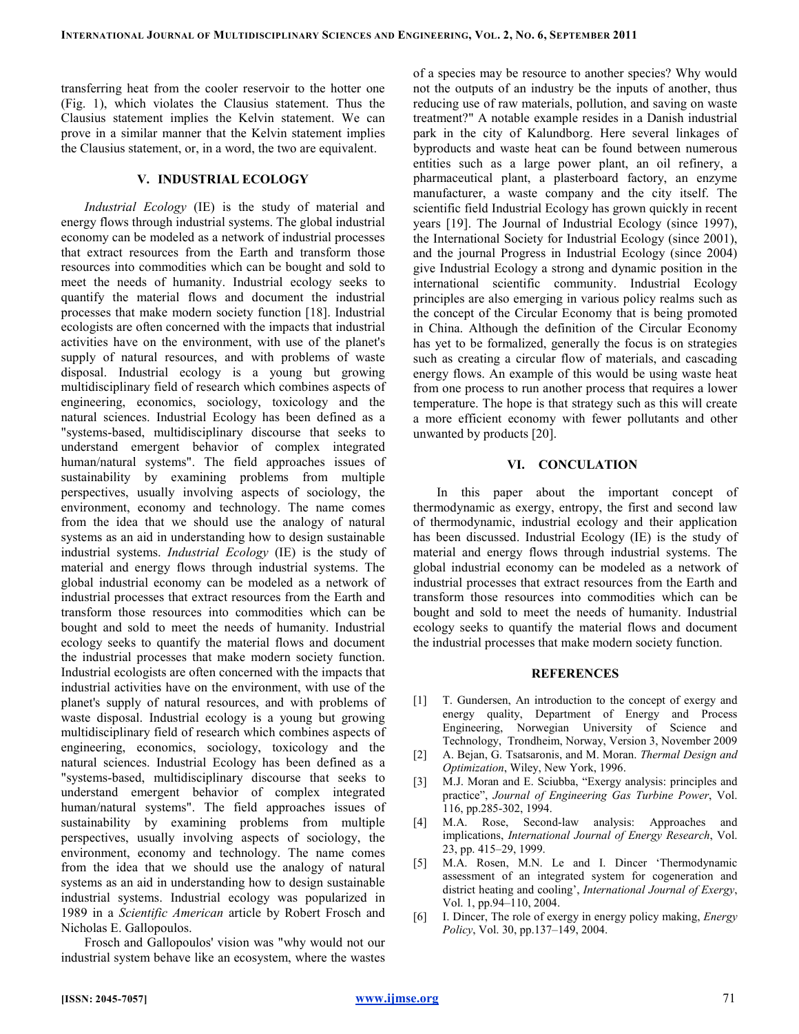transferring heat from the cooler reservoir to the hotter one (Fig. 1), which violates the Clausius statement. Thus the Clausius statement implies the Kelvin statement. We can prove in a similar manner that the Kelvin statement implies the Clausius statement, or, in a word, the two are equivalent.

## V. INDUSTRIAL ECOLOGY

*Industrial Ecology* (IE) is the study of material and energy flows through industrial systems. The global industrial economy can be modeled as a network of industrial processes that extract resources from the Earth and transform those resources into commodities which can be bought and sold to meet the needs of humanity. Industrial ecology seeks to quantify the material flows and document the industrial processes that make modern society function [18]. Industrial ecologists are often concerned with the impacts that industrial activities have on the environment, with use of the planet's supply of natural resources, and with problems of waste disposal. Industrial ecology is a young but growing multidisciplinary field of research which combines aspects of engineering, economics, sociology, toxicology and the natural sciences. Industrial Ecology has been defined as a "systems-based, multidisciplinary discourse that seeks to understand emergent behavior of complex integrated human/natural systems". The field approaches issues of sustainability by examining problems from multiple perspectives, usually involving aspects of sociology, the environment, economy and technology. The name comes from the idea that we should use the analogy of natural systems as an aid in understanding how to design sustainable industrial systems. *Industrial Ecology* (IE) is the study of material and energy flows through industrial systems. The global industrial economy can be modeled as a network of industrial processes that extract resources from the Earth and transform those resources into commodities which can be bought and sold to meet the needs of humanity. Industrial ecology seeks to quantify the material flows and document the industrial processes that make modern society function. Industrial ecologists are often concerned with the impacts that industrial activities have on the environment, with use of the planet's supply of natural resources, and with problems of waste disposal. Industrial ecology is a young but growing multidisciplinary field of research which combines aspects of engineering, economics, sociology, toxicology and the natural sciences. Industrial Ecology has been defined as a "systems-based, multidisciplinary discourse that seeks to understand emergent behavior of complex integrated human/natural systems". The field approaches issues of sustainability by examining problems from multiple perspectives, usually involving aspects of sociology, the environment, economy and technology. The name comes from the idea that we should use the analogy of natural systems as an aid in understanding how to design sustainable industrial systems. Industrial ecology was popularized in 1989 in a *Scientific American* article by Robert Frosch and Nicholas E. Gallopoulos.

Frosch and Gallopoulos' vision was "why would not our industrial system behave like an ecosystem, where the wastes of a species may be resource to another species? Why would not the outputs of an industry be the inputs of another, thus reducing use of raw materials, pollution, and saving on waste treatment?" A notable example resides in a Danish industrial park in the city of Kalundborg. Here several linkages of byproducts and waste heat can be found between numerous entities such as a large power plant, an oil refinery, a pharmaceutical plant, a plasterboard factory, an enzyme manufacturer, a waste company and the city itself. The scientific field Industrial Ecology has grown quickly in recent years [19]. The Journal of Industrial Ecology (since 1997), the International Society for Industrial Ecology (since 2001), and the journal Progress in Industrial Ecology (since 2004) give Industrial Ecology a strong and dynamic position in the international scientific community. Industrial Ecology principles are also emerging in various policy realms such as the concept of the Circular Economy that is being promoted in China. Although the definition of the Circular Economy has yet to be formalized, generally the focus is on strategies such as creating a circular flow of materials, and cascading energy flows. An example of this would be using waste heat from one process to run another process that requires a lower temperature. The hope is that strategy such as this will create a more efficient economy with fewer pollutants and other unwanted by products [20].

## VI. CONCULATION

In this paper about the important concept of thermodynamic as exergy, entropy, the first and second law of thermodynamic, industrial ecology and their application has been discussed. Industrial Ecology (IE) is the study of material and energy flows through industrial systems. The global industrial economy can be modeled as a network of industrial processes that extract resources from the Earth and transform those resources into commodities which can be bought and sold to meet the needs of humanity. Industrial ecology seeks to quantify the material flows and document the industrial processes that make modern society function.

## REFERENCES

[1] T. Gundersen, An introduction to the concept of exergy and energy quality, Department of Energy and Process Engineering, Norwegian University of Science and Technology, Trondheim, Norway, Version 3, November 2009

[2] A. Bejan, G. Tsatsaronis, and M. Moran. *Thermal Design and Optimization*, Wiley, New York, 1996.

[3] M.J. Moran and E. Sciubba, "Exergy analysis: principles and practice", *Journal of Engineering Gas Turbine Power*, Vol. 116, pp.285-302, 1994.

[4] M.A. Rose, Second-law analysis: Approaches and implications, *International Journal of Energy Research*, Vol. 23, pp. 415–29, 1999.

[5] M.A. Rosen, M.N. Le and I. Dincer 'Thermodynamic assessment of an integrated system for cogeneration and district heating and cooling', *International Journal of Exergy*, Vol. 1, pp.94–110, 2004.

[6] I. Dincer, The role of exergy in energy policy making, *Energy Policy*, Vol. 30, pp.137–149, 2004.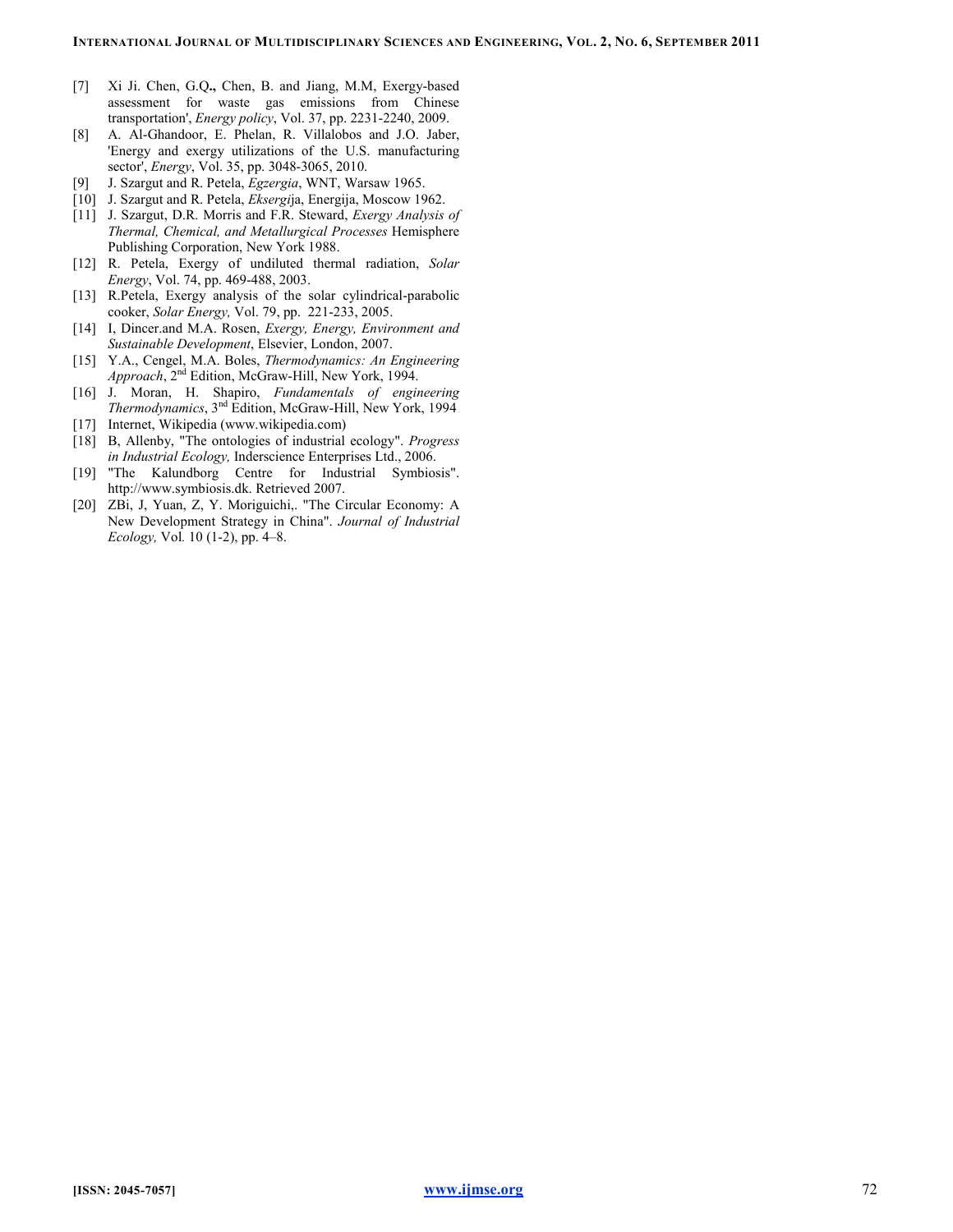- [7] Xi Ji. Chen, G.Q**.,** Chen, B. and Jiang, M.M, Exergy-based assessment for waste gas emissions from Chinese transportation', *Energy policy*, Vol. 37, pp. 2231-2240, 2009.
- [8] A. Al-Ghandoor, E. Phelan, R. Villalobos and J.O. Jaber, 'Energy and exergy utilizations of the U.S. manufacturing sector', *Energy*, Vol. 35, pp. 3048-3065, 2010.
- [9] J. Szargut and R. Petela, *Egzergia*, WNT, Warsaw 1965.
- [10] J. Szargut and R. Petela, *Eksergi*ja, Energija, Moscow 1962.
- [11] J. Szargut, D.R. Morris and F.R. Steward, *Exergy Analysis of Thermal, Chemical, and Metallurgical Processes* Hemisphere Publishing Corporation, New York 1988.
- [12] R. Petela, Exergy of undiluted thermal radiation, *Solar Energy*, Vol. 74, pp. 469-488, 2003.
- [13] R.Petela, Exergy analysis of the solar cylindrical-parabolic cooker, *Solar Energy,* Vol. 79, pp. 221-233, 2005.
- [14] I, Dincer.and M.A. Rosen, *Exergy, Energy, Environment and Sustainable Development*, Elsevier, London, 2007.
- [15] Y.A., Cengel, M.A. Boles, *Thermodynamics: An Engineering Approach*, 2nd Edition, McGraw-Hill, New York, 1994.
- [16] J. Moran, H. Shapiro, *Fundamentals of engineering Thermodynamics*, 3rd Edition, McGraw-Hill, New York, 1994
- [17] Internet, Wikipedia (www.wikipedia.com)
- [18] B, Allenby, "The ontologies of industrial ecology". *Progress in Industrial Ecology,* Inderscience Enterprises Ltd., 2006.
- [19] "The Kalundborg Centre for Industrial Symbiosis". http://www.symbiosis.dk. Retrieved 2007.
- [20] ZBi, J, Yuan, Z, Y. Moriguichi,. "The Circular Economy: A New Development Strategy in China". *Journal of Industrial Ecology,* Vol*.* 10 (1-2), pp. 4–8.